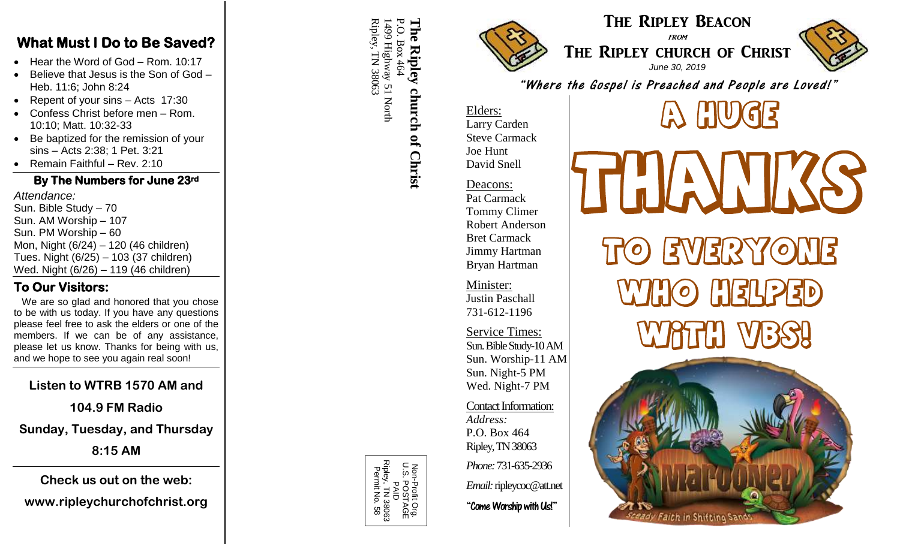## What Must I Do to Be Saved?

- Hear the Word of God – Rom. 10:17
- Believe that Jesus is the Son of God – Heb. 11:6; John 8:24
- Repent of your sins – Acts 17:30
- Confess Christ before men – Rom. 10:10; Matt. 10:32-33
- Be baptized for the remission of your sins – Acts 2:38; 1 Pet. 3:21
- Remain Faithful – Rev. 2:10

### By The Numbers for June 23rd

*Attendance:*
Sun. Bible Study – 70
Sun. AM Worship – 107
Sun. PM Worship – 60
Mon, Night (6/24) – 120 (46 children)
Tues. Night (6/25) – 103 (37 children)
Wed. Night (6/26) – 119 (46 children)

### To Our Visitors:

We are so glad and honored that you chose to be with us today. If you have any questions please feel free to ask the elders or one of the members. If we can be of any assistance, please let us know. Thanks for being with us, and we hope to see you again real soon!

**Listen to WTRB 1570 AM and 104.9 FM Radio**
**Sunday, Tuesday, and Thursday**
**8:15 AM**

**Check us out on the web:**
**www.ripleychurchofchrist.org**

**The Ripley church of Christ**
P.O. Box 464
1499 Highway 51 North
Ripley, TN 38063

Non-Profit Org.
U.S. POSTAGE
PAID
Ripley, TN 38063
Permit No. 58

# The Ripley Beacon
*from*
# The Ripley church of Christ
*June 30, 2019*

**"Where the Gospel is Preached and People are Loved!"**

Elders:
Larry Carden
Steve Carmack
Joe Hunt
David Snell

Deacons:
Pat Carmack
Tommy Climer
Robert Anderson
Bret Carmack
Jimmy Hartman
Bryan Hartman

Minister:
Justin Paschall
731-612-1196

Service Times:
Sun. Bible Study-10 AM
Sun. Worship-11 AM
Sun. Night-5 PM
Wed. Night-7 PM

Contact Information:
*Address:*
P.O. Box 464
Ripley, TN 38063
*Phone:* 731-635-2936
*Email:* ripleycoc@att.net

**"Come Worship with Us!"**

# A HUGE THANKS TO EVERYONE WHO HELPED WITH VBS!

Marooned
Steady Faith in Shifting Sands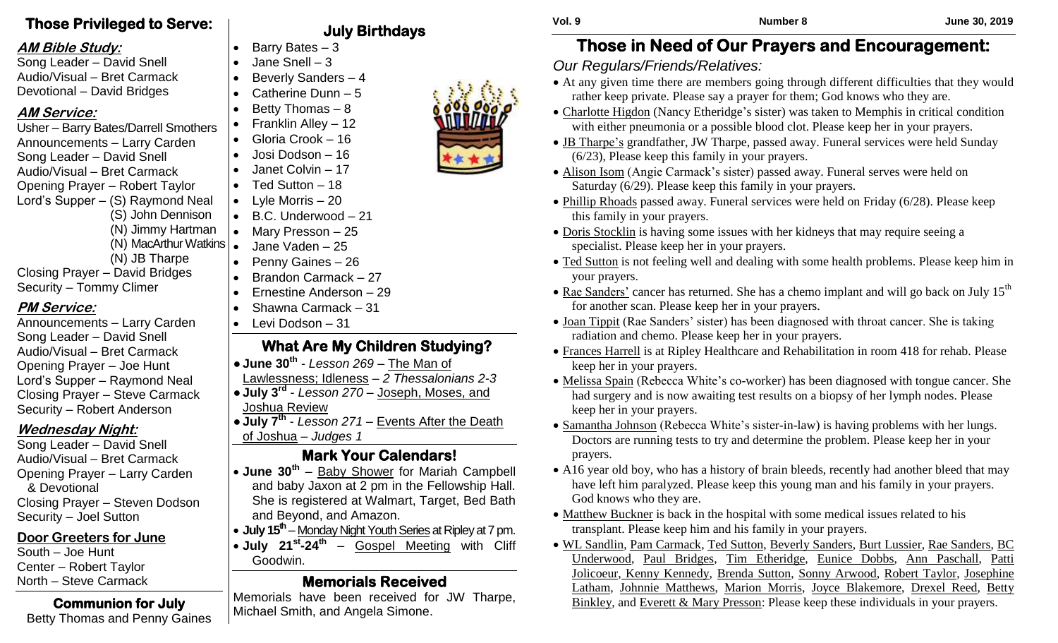## Those Privileged to Serve:

### *AM Bible Study:*

Song Leader – David Snell
Audio/Visual – Bret Carmack
Devotional – David Bridges

### *AM Service:*

Usher – Barry Bates/Darrell Smothers
Announcements – Larry Carden
Song Leader – David Snell
Audio/Visual – Bret Carmack
Opening Prayer – Robert Taylor
Lord's Supper – (S) Raymond Neal
(S) John Dennison
(N) Jimmy Hartman
(N) MacArthur Watkins
(N) JB Tharpe
Closing Prayer – David Bridges
Security – Tommy Climer

### *PM Service:*

Announcements – Larry Carden
Song Leader – David Snell
Audio/Visual – Bret Carmack
Opening Prayer – Joe Hunt
Lord's Supper – Raymond Neal
Closing Prayer – Steve Carmack
Security – Robert Anderson

### *Wednesday Night:*

Song Leader – David Snell
Audio/Visual – Bret Carmack
Opening Prayer – Larry Carden & Devotional
Closing Prayer – Steven Dodson
Security – Joel Sutton

### Door Greeters for June

South – Joe Hunt
Center – Robert Taylor
North – Steve Carmack

### Communion for July

Betty Thomas and Penny Gaines

## July Birthdays

- Barry Bates – 3
- Jane Snell – 3
- Beverly Sanders – 4
- Catherine Dunn – 5
- Betty Thomas – 8
- Franklin Alley – 12
- Gloria Crook – 16
- Josi Dodson – 16
- Janet Colvin – 17
- Ted Sutton – 18
- Lyle Morris – 20
- B.C. Underwood – 21
- Mary Presson – 25
- Jane Vaden – 25
- Penny Gaines – 26
- Brandon Carmack – 27
- Ernestine Anderson – 29
- Shawna Carmack – 31
- Levi Dodson – 31

## What Are My Children Studying?

- **June 30th** - *Lesson 269* – The Man of Lawlessness; Idleness – *2 Thessalonians 2-3*
- **July 3rd** - *Lesson 270* – Joseph, Moses, and Joshua Review
- **July 7th** - *Lesson 271* – Events After the Death of Joshua – *Judges 1*

## Mark Your Calendars!

- **June 30th** – Baby Shower for Mariah Campbell and baby Jaxon at 2 pm in the Fellowship Hall. She is registered at Walmart, Target, Bed Bath and Beyond, and Amazon.
- **July 15th** – Monday Night Youth Series at Ripley at 7 pm.
- **July 21st-24th** – Gospel Meeting with Cliff Goodwin.

## Memorials Received

Memorials have been received for JW Tharpe, Michael Smith, and Angela Simone.

# Those in Need of Our Prayers and Encouragement:

*Our Regulars/Friends/Relatives:*

- At any given time there are members going through different difficulties that they would rather keep private. Please say a prayer for them; God knows who they are.
- Charlotte Higdon (Nancy Etheridge's sister) was taken to Memphis in critical condition with either pneumonia or a possible blood clot. Please keep her in your prayers.
- JB Tharpe's grandfather, JW Tharpe, passed away. Funeral services were held Sunday (6/23), Please keep this family in your prayers.
- Alison Isom (Angie Carmack's sister) passed away. Funeral serves were held on Saturday (6/29). Please keep this family in your prayers.
- Phillip Rhoads passed away. Funeral services were held on Friday (6/28). Please keep this family in your prayers.
- Doris Stocklin is having some issues with her kidneys that may require seeing a specialist. Please keep her in your prayers.
- Ted Sutton is not feeling well and dealing with some health problems. Please keep him in your prayers.
- Rae Sanders' cancer has returned. She has a chemo implant and will go back on July 15th for another scan. Please keep her in your prayers.
- Joan Tippit (Rae Sanders' sister) has been diagnosed with throat cancer. She is taking radiation and chemo. Please keep her in your prayers.
- Frances Harrell is at Ripley Healthcare and Rehabilitation in room 418 for rehab. Please keep her in your prayers.
- Melissa Spain (Rebecca White's co-worker) has been diagnosed with tongue cancer. She had surgery and is now awaiting test results on a biopsy of her lymph nodes. Please keep her in your prayers.
- Samantha Johnson (Rebecca White's sister-in-law) is having problems with her lungs. Doctors are running tests to try and determine the problem. Please keep her in your prayers.
- A16 year old boy, who has a history of brain bleeds, recently had another bleed that may have left him paralyzed. Please keep this young man and his family in your prayers. God knows who they are.
- Matthew Buckner is back in the hospital with some medical issues related to his transplant. Please keep him and his family in your prayers.
- WL Sandlin, Pam Carmack, Ted Sutton, Beverly Sanders, Burt Lussier, Rae Sanders, BC Underwood, Paul Bridges, Tim Etheridge, Eunice Dobbs, Ann Paschall, Patti Jolicoeur, Kenny Kennedy, Brenda Sutton, Sonny Arwood, Robert Taylor, Josephine Latham, Johnnie Matthews, Marion Morris, Joyce Blakemore, Drexel Reed, Betty Binkley, and Everett & Mary Presson: Please keep these individuals in your prayers.